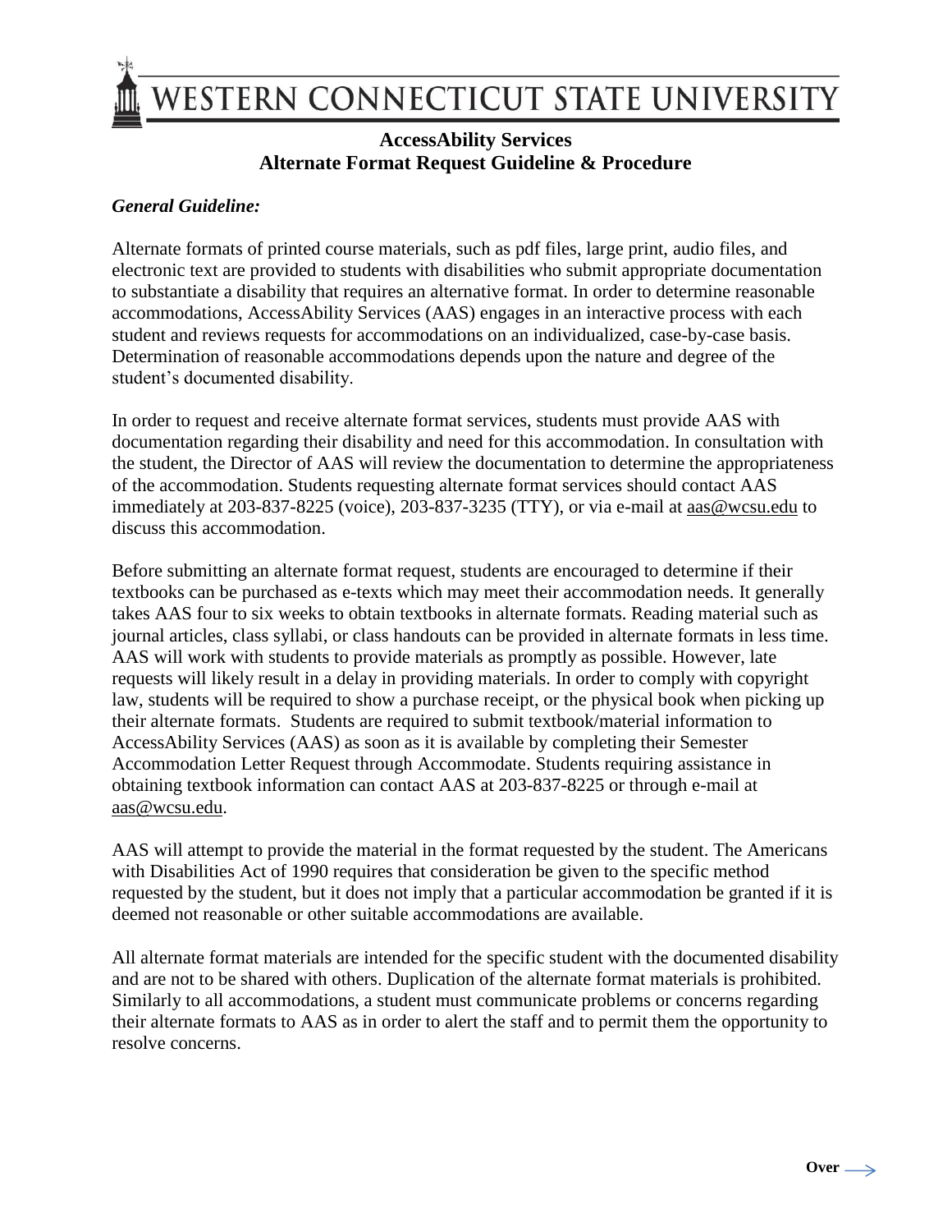# WESTERN CONNECTICUT STATE UNIVERSITY

## AccessAbility Services
## Alternate Format Request Guideline & Procedure

***General Guideline:***

Alternate formats of printed course materials, such as pdf files, large print, audio files, and electronic text are provided to students with disabilities who submit appropriate documentation to substantiate a disability that requires an alternative format. In order to determine reasonable accommodations, AccessAbility Services (AAS) engages in an interactive process with each student and reviews requests for accommodations on an individualized, case-by-case basis. Determination of reasonable accommodations depends upon the nature and degree of the student's documented disability.

In order to request and receive alternate format services, students must provide AAS with documentation regarding their disability and need for this accommodation. In consultation with the student, the Director of AAS will review the documentation to determine the appropriateness of the accommodation. Students requesting alternate format services should contact AAS immediately at 203-837-8225 (voice), 203-837-3235 (TTY), or via e-mail at aas@wcsu.edu to discuss this accommodation.

Before submitting an alternate format request, students are encouraged to determine if their textbooks can be purchased as e-texts which may meet their accommodation needs. It generally takes AAS four to six weeks to obtain textbooks in alternate formats. Reading material such as journal articles, class syllabi, or class handouts can be provided in alternate formats in less time. AAS will work with students to provide materials as promptly as possible. However, late requests will likely result in a delay in providing materials. In order to comply with copyright law, students will be required to show a purchase receipt, or the physical book when picking up their alternate formats. Students are required to submit textbook/material information to AccessAbility Services (AAS) as soon as it is available by completing their Semester Accommodation Letter Request through Accommodate. Students requiring assistance in obtaining textbook information can contact AAS at 203-837-8225 or through e-mail at aas@wcsu.edu.

AAS will attempt to provide the material in the format requested by the student. The Americans with Disabilities Act of 1990 requires that consideration be given to the specific method requested by the student, but it does not imply that a particular accommodation be granted if it is deemed not reasonable or other suitable accommodations are available.

All alternate format materials are intended for the specific student with the documented disability and are not to be shared with others. Duplication of the alternate format materials is prohibited. Similarly to all accommodations, a student must communicate problems or concerns regarding their alternate formats to AAS as in order to alert the staff and to permit them the opportunity to resolve concerns.

**Over** →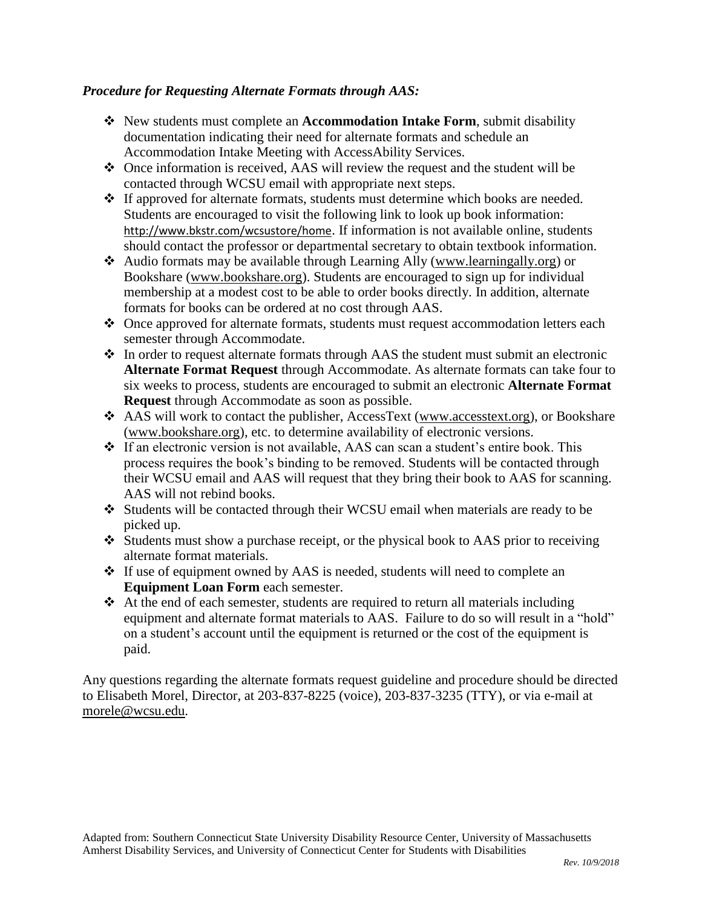***Procedure for Requesting Alternate Formats through AAS:***

- New students must complete an **Accommodation Intake Form**, submit disability documentation indicating their need for alternate formats and schedule an Accommodation Intake Meeting with AccessAbility Services.
- Once information is received, AAS will review the request and the student will be contacted through WCSU email with appropriate next steps.
- If approved for alternate formats, students must determine which books are needed. Students are encouraged to visit the following link to look up book information: http://www.bkstr.com/wcsustore/home. If information is not available online, students should contact the professor or departmental secretary to obtain textbook information.
- Audio formats may be available through Learning Ally (www.learningally.org) or Bookshare (www.bookshare.org). Students are encouraged to sign up for individual membership at a modest cost to be able to order books directly. In addition, alternate formats for books can be ordered at no cost through AAS.
- Once approved for alternate formats, students must request accommodation letters each semester through Accommodate.
- In order to request alternate formats through AAS the student must submit an electronic **Alternate Format Request** through Accommodate. As alternate formats can take four to six weeks to process, students are encouraged to submit an electronic **Alternate Format Request** through Accommodate as soon as possible.
- AAS will work to contact the publisher, AccessText (www.accesstext.org), or Bookshare (www.bookshare.org), etc. to determine availability of electronic versions.
- If an electronic version is not available, AAS can scan a student's entire book. This process requires the book's binding to be removed. Students will be contacted through their WCSU email and AAS will request that they bring their book to AAS for scanning. AAS will not rebind books.
- Students will be contacted through their WCSU email when materials are ready to be picked up.
- Students must show a purchase receipt, or the physical book to AAS prior to receiving alternate format materials.
- If use of equipment owned by AAS is needed, students will need to complete an **Equipment Loan Form** each semester.
- At the end of each semester, students are required to return all materials including equipment and alternate format materials to AAS. Failure to do so will result in a "hold" on a student's account until the equipment is returned or the cost of the equipment is paid.

Any questions regarding the alternate formats request guideline and procedure should be directed to Elisabeth Morel, Director, at 203-837-8225 (voice), 203-837-3235 (TTY), or via e-mail at morele@wcsu.edu.

Adapted from: Southern Connecticut State University Disability Resource Center, University of Massachusetts Amherst Disability Services, and University of Connecticut Center for Students with Disabilities

*Rev. 10/9/2018*